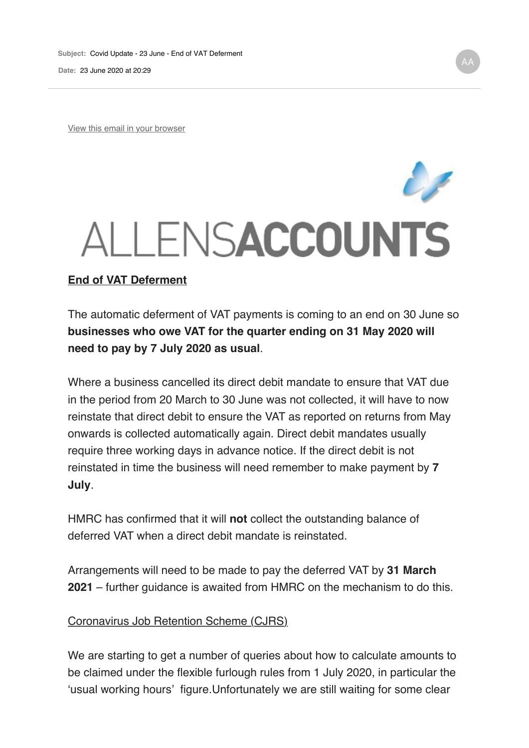**Subject:** Covid Update - 23 June - End of VAT Deferment

**Date:** 23 June 2020 at 20:29

View this email in your browser

ALLENSACCOUNTS

## End of VAT Deferment

The automatic deferment of VAT payments is coming to an end on 30 June so **businesses who owe VAT for the quarter ending on 31 May 2020 will need to pay by 7 July 2020 as usual**.

Where a business cancelled its direct debit mandate to ensure that VAT due in the period from 20 March to 30 June was not collected, it will have to now reinstate that direct debit to ensure the VAT as reported on returns from May onwards is collected automatically again. Direct debit mandates usually require three working days in advance notice. If the direct debit is not reinstated in time the business will need remember to make payment by **7 July**.

HMRC has confirmed that it will **not** collect the outstanding balance of deferred VAT when a direct debit mandate is reinstated.

Arrangements will need to be made to pay the deferred VAT by **31 March 2021** – further guidance is awaited from HMRC on the mechanism to do this.

### Coronavirus Job Retention Scheme (CJRS)

We are starting to get a number of queries about how to calculate amounts to be claimed under the flexible furlough rules from 1 July 2020, in particular the 'usual working hours' figure.Unfortunately we are still waiting for some clear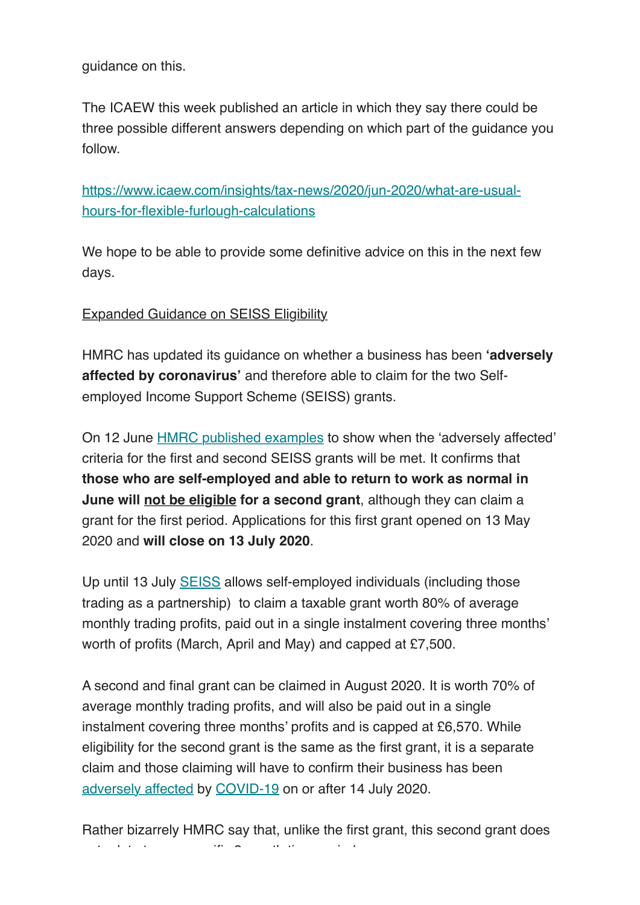guidance on this.

The ICAEW this week published an article in which they say there could be three possible different answers depending on which part of the guidance you follow.

[https://www.icaew.com/insights/tax-news/2020/jun-2020/what-are-usual-hours-for-flexible-furlough-calculations](https://www.icaew.com/insights/tax-news/2020/jun-2020/what-are-usual-hours-for-flexible-furlough-calculations)

We hope to be able to provide some definitive advice on this in the next few days.

<u>Expanded Guidance on SEISS Eligibility</u>

HMRC has updated its guidance on whether a business has been **'adversely affected by coronavirus'** and therefore able to claim for the two Self-employed Income Support Scheme (SEISS) grants.

On 12 June HMRC published examples to show when the 'adversely affected' criteria for the first and second SEISS grants will be met. It confirms that **those who are self-employed and able to return to work as normal in June will <u>not be eligible</u> for a second grant**, although they can claim a grant for the first period. Applications for this first grant opened on 13 May 2020 and **will close on 13 July 2020**.

Up until 13 July SEISS allows self-employed individuals (including those trading as a partnership) to claim a taxable grant worth 80% of average monthly trading profits, paid out in a single instalment covering three months' worth of profits (March, April and May) and capped at £7,500.

A second and final grant can be claimed in August 2020. It is worth 70% of average monthly trading profits, and will also be paid out in a single instalment covering three months' profits and is capped at £6,570. While eligibility for the second grant is the same as the first grant, it is a separate claim and those claiming will have to confirm their business has been adversely affected by COVID-19 on or after 14 July 2020.

Rather bizarrely HMRC say that, unlike the first grant, this second grant does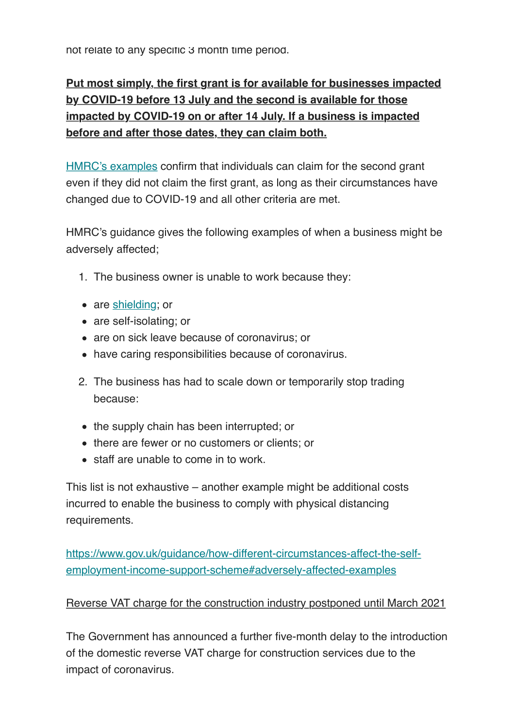not relate to any specific 3 month time period.

**Put most simply, the first grant is for available for businesses impacted by COVID-19 before 13 July and the second is available for those impacted by COVID-19 on or after 14 July. If a business is impacted before and after those dates, they can claim both.**

[HMRC's examples](https://www.gov.uk/guidance/how-different-circumstances-affect-the-self-employment-income-support-scheme#adversely-affected-examples) confirm that individuals can claim for the second grant even if they did not claim the first grant, as long as their circumstances have changed due to COVID-19 and all other criteria are met.

HMRC's guidance gives the following examples of when a business might be adversely affected;

1. The business owner is unable to work because they:

- are shielding; or
- are self-isolating; or
- are on sick leave because of coronavirus; or
- have caring responsibilities because of coronavirus.

2. The business has had to scale down or temporarily stop trading because:

- the supply chain has been interrupted; or
- there are fewer or no customers or clients; or
- staff are unable to come in to work.

This list is not exhaustive – another example might be additional costs incurred to enable the business to comply with physical distancing requirements.

https://www.gov.uk/guidance/how-different-circumstances-affect-the-self-employment-income-support-scheme#adversely-affected-examples

Reverse VAT charge for the construction industry postponed until March 2021

The Government has announced a further five-month delay to the introduction of the domestic reverse VAT charge for construction services due to the impact of coronavirus.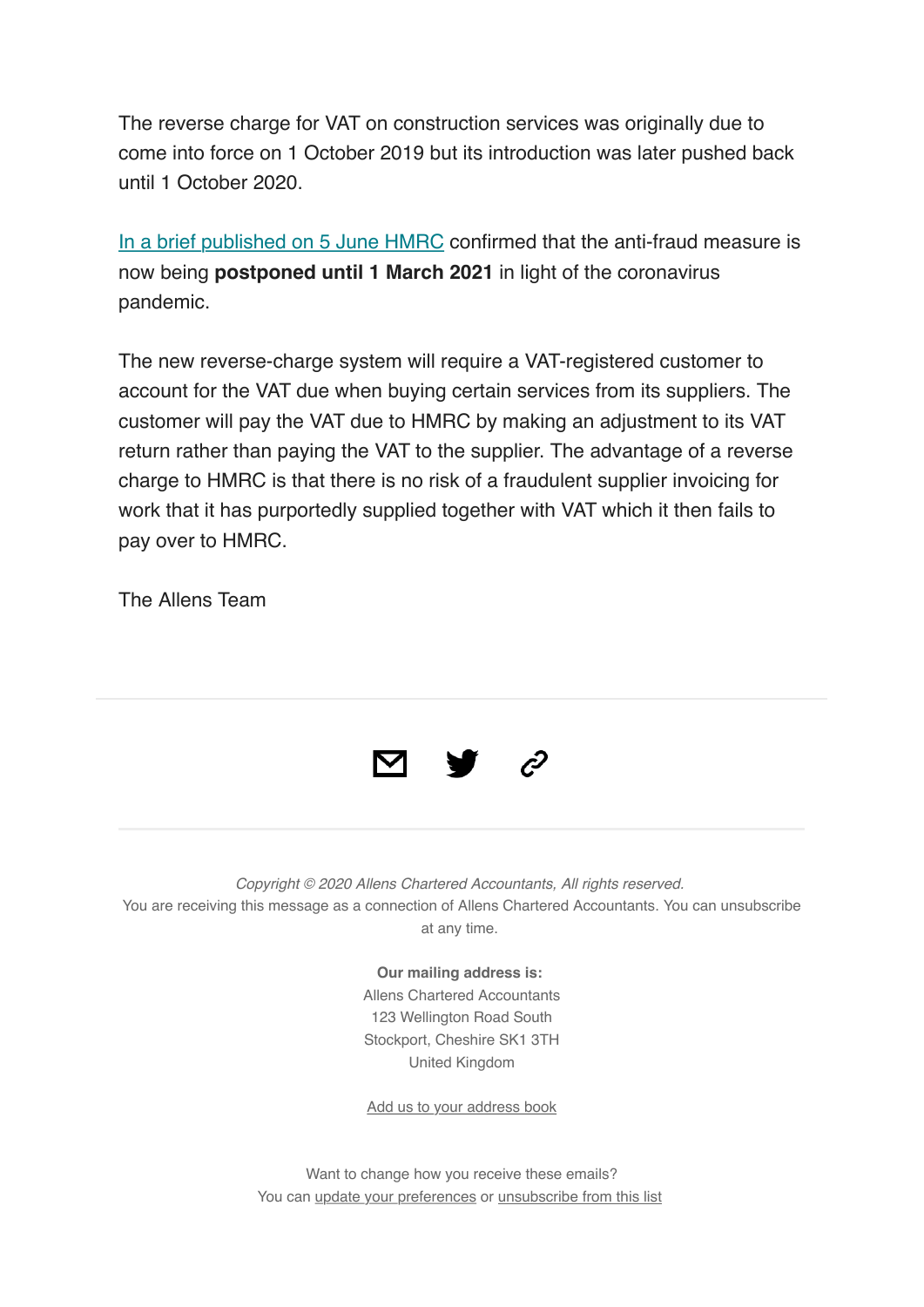The reverse charge for VAT on construction services was originally due to come into force on 1 October 2019 but its introduction was later pushed back until 1 October 2020.

In a brief published on 5 June HMRC confirmed that the anti-fraud measure is now being **postponed until 1 March 2021** in light of the coronavirus pandemic.

The new reverse-charge system will require a VAT-registered customer to account for the VAT due when buying certain services from its suppliers. The customer will pay the VAT due to HMRC by making an adjustment to its VAT return rather than paying the VAT to the supplier. The advantage of a reverse charge to HMRC is that there is no risk of a fraudulent supplier invoicing for work that it has purportedly supplied together with VAT which it then fails to pay over to HMRC.

The Allens Team

---

*Copyright © 2020 Allens Chartered Accountants, All rights reserved.*
You are receiving this message as a connection of Allens Chartered Accountants. You can unsubscribe at any time.

**Our mailing address is:**
Allens Chartered Accountants
123 Wellington Road South
Stockport, Cheshire SK1 3TH
United Kingdom

Add us to your address book

Want to change how you receive these emails?
You can update your preferences or unsubscribe from this list